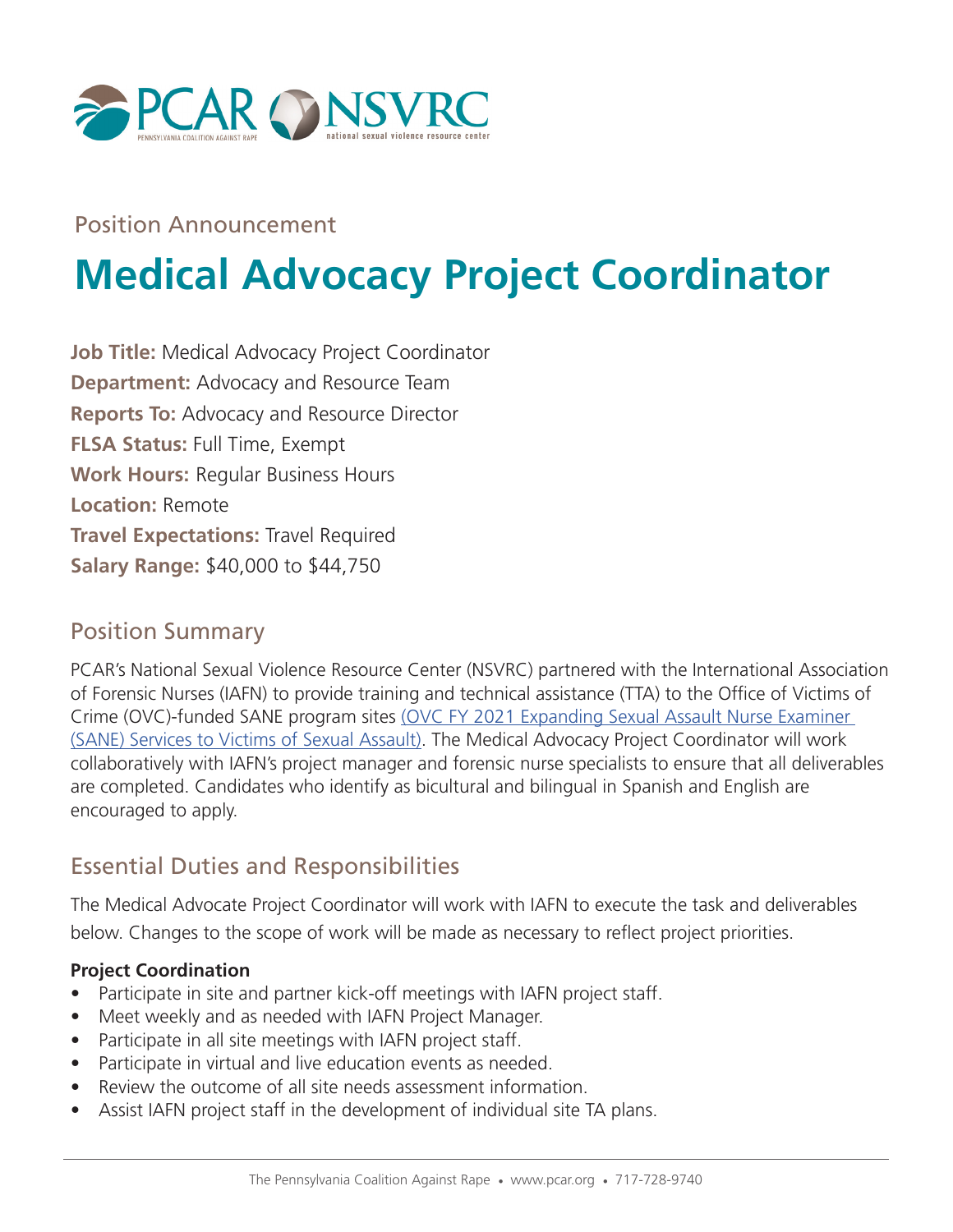Position Announcement

# Medical Advocacy Project Coordinator

**Job Title:** Medical Advocacy Project Coordinator
**Department:** Advocacy and Resource Team
**Reports To:** Advocacy and Resource Director
**FLSA Status:** Full Time, Exempt
**Work Hours:** Regular Business Hours
**Location:** Remote
**Travel Expectations:** Travel Required
**Salary Range:** $40,000 to $44,750

## Position Summary

PCAR's National Sexual Violence Resource Center (NSVRC) partnered with the International Association of Forensic Nurses (IAFN) to provide training and technical assistance (TTA) to the Office of Victims of Crime (OVC)-funded SANE program sites (OVC FY 2021 Expanding Sexual Assault Nurse Examiner (SANE) Services to Victims of Sexual Assault). The Medical Advocacy Project Coordinator will work collaboratively with IAFN's project manager and forensic nurse specialists to ensure that all deliverables are completed. Candidates who identify as bicultural and bilingual in Spanish and English are encouraged to apply.

## Essential Duties and Responsibilities

The Medical Advocate Project Coordinator will work with IAFN to execute the task and deliverables below. Changes to the scope of work will be made as necessary to reflect project priorities.

**Project Coordination**

- Participate in site and partner kick-off meetings with IAFN project staff.
- Meet weekly and as needed with IAFN Project Manager.
- Participate in all site meetings with IAFN project staff.
- Participate in virtual and live education events as needed.
- Review the outcome of all site needs assessment information.
- Assist IAFN project staff in the development of individual site TA plans.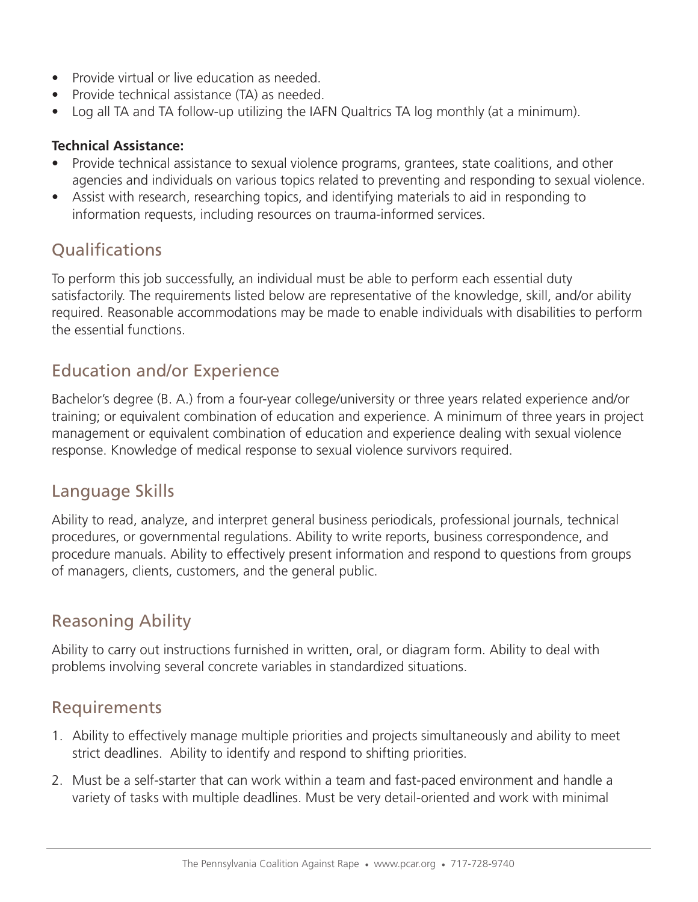- Provide virtual or live education as needed.
- Provide technical assistance (TA) as needed.
- Log all TA and TA follow-up utilizing the IAFN Qualtrics TA log monthly (at a minimum).

**Technical Assistance:**

- Provide technical assistance to sexual violence programs, grantees, state coalitions, and other agencies and individuals on various topics related to preventing and responding to sexual violence.
- Assist with research, researching topics, and identifying materials to aid in responding to information requests, including resources on trauma-informed services.

## Qualifications

To perform this job successfully, an individual must be able to perform each essential duty satisfactorily. The requirements listed below are representative of the knowledge, skill, and/or ability required. Reasonable accommodations may be made to enable individuals with disabilities to perform the essential functions.

## Education and/or Experience

Bachelor's degree (B. A.) from a four-year college/university or three years related experience and/or training; or equivalent combination of education and experience. A minimum of three years in project management or equivalent combination of education and experience dealing with sexual violence response. Knowledge of medical response to sexual violence survivors required.

## Language Skills

Ability to read, analyze, and interpret general business periodicals, professional journals, technical procedures, or governmental regulations. Ability to write reports, business correspondence, and procedure manuals. Ability to effectively present information and respond to questions from groups of managers, clients, customers, and the general public.

## Reasoning Ability

Ability to carry out instructions furnished in written, oral, or diagram form. Ability to deal with problems involving several concrete variables in standardized situations.

## Requirements

1. Ability to effectively manage multiple priorities and projects simultaneously and ability to meet strict deadlines. Ability to identify and respond to shifting priorities.
2. Must be a self-starter that can work within a team and fast-paced environment and handle a variety of tasks with multiple deadlines. Must be very detail-oriented and work with minimal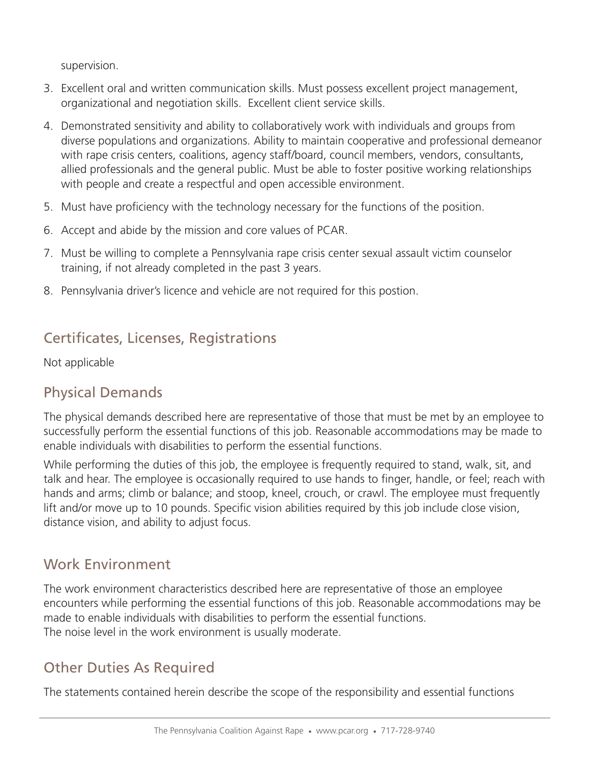supervision.

3. Excellent oral and written communication skills. Must possess excellent project management, organizational and negotiation skills. Excellent client service skills.
4. Demonstrated sensitivity and ability to collaboratively work with individuals and groups from diverse populations and organizations. Ability to maintain cooperative and professional demeanor with rape crisis centers, coalitions, agency staff/board, council members, vendors, consultants, allied professionals and the general public. Must be able to foster positive working relationships with people and create a respectful and open accessible environment.
5. Must have proficiency with the technology necessary for the functions of the position.
6. Accept and abide by the mission and core values of PCAR.
7. Must be willing to complete a Pennsylvania rape crisis center sexual assault victim counselor training, if not already completed in the past 3 years.
8. Pennsylvania driver's licence and vehicle are not required for this postion.

## Certificates, Licenses, Registrations

Not applicable

## Physical Demands

The physical demands described here are representative of those that must be met by an employee to successfully perform the essential functions of this job. Reasonable accommodations may be made to enable individuals with disabilities to perform the essential functions.

While performing the duties of this job, the employee is frequently required to stand, walk, sit, and talk and hear. The employee is occasionally required to use hands to finger, handle, or feel; reach with hands and arms; climb or balance; and stoop, kneel, crouch, or crawl. The employee must frequently lift and/or move up to 10 pounds. Specific vision abilities required by this job include close vision, distance vision, and ability to adjust focus.

## Work Environment

The work environment characteristics described here are representative of those an employee encounters while performing the essential functions of this job. Reasonable accommodations may be made to enable individuals with disabilities to perform the essential functions.
The noise level in the work environment is usually moderate.

## Other Duties As Required

The statements contained herein describe the scope of the responsibility and essential functions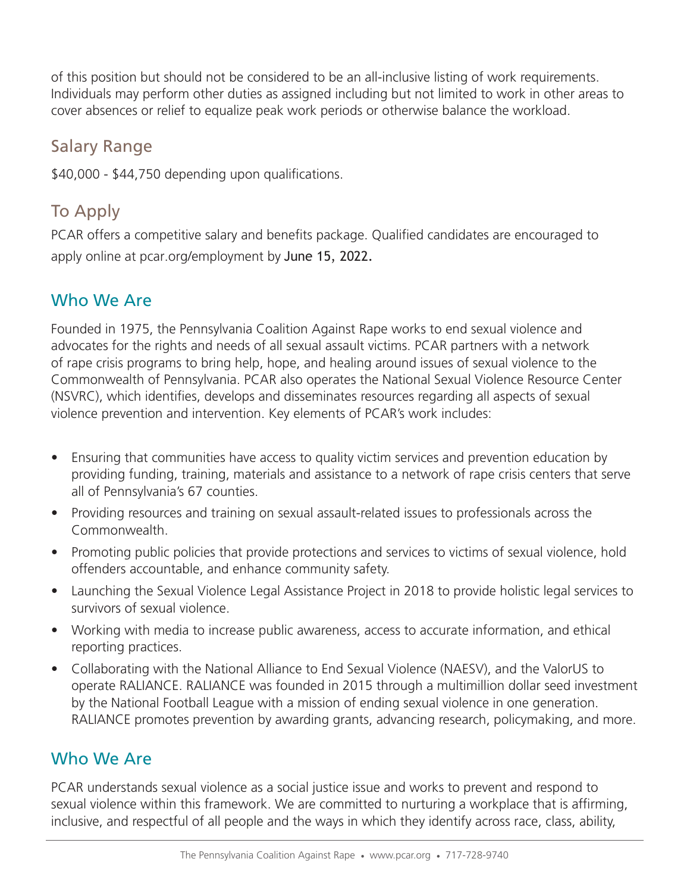of this position but should not be considered to be an all-inclusive listing of work requirements. Individuals may perform other duties as assigned including but not limited to work in other areas to cover absences or relief to equalize peak work periods or otherwise balance the workload.

## Salary Range

$40,000 - $44,750 depending upon qualifications.

## To Apply

PCAR offers a competitive salary and benefits package. Qualified candidates are encouraged to apply online at pcar.org/employment by June 15, 2022.

## Who We Are

Founded in 1975, the Pennsylvania Coalition Against Rape works to end sexual violence and advocates for the rights and needs of all sexual assault victims. PCAR partners with a network of rape crisis programs to bring help, hope, and healing around issues of sexual violence to the Commonwealth of Pennsylvania. PCAR also operates the National Sexual Violence Resource Center (NSVRC), which identifies, develops and disseminates resources regarding all aspects of sexual violence prevention and intervention. Key elements of PCAR's work includes:

- Ensuring that communities have access to quality victim services and prevention education by providing funding, training, materials and assistance to a network of rape crisis centers that serve all of Pennsylvania's 67 counties.
- Providing resources and training on sexual assault-related issues to professionals across the Commonwealth.
- Promoting public policies that provide protections and services to victims of sexual violence, hold offenders accountable, and enhance community safety.
- Launching the Sexual Violence Legal Assistance Project in 2018 to provide holistic legal services to survivors of sexual violence.
- Working with media to increase public awareness, access to accurate information, and ethical reporting practices.
- Collaborating with the National Alliance to End Sexual Violence (NAESV), and the ValorUS to operate RALIANCE. RALIANCE was founded in 2015 through a multimillion dollar seed investment by the National Football League with a mission of ending sexual violence in one generation. RALIANCE promotes prevention by awarding grants, advancing research, policymaking, and more.

## Who We Are

PCAR understands sexual violence as a social justice issue and works to prevent and respond to sexual violence within this framework. We are committed to nurturing a workplace that is affirming, inclusive, and respectful of all people and the ways in which they identify across race, class, ability,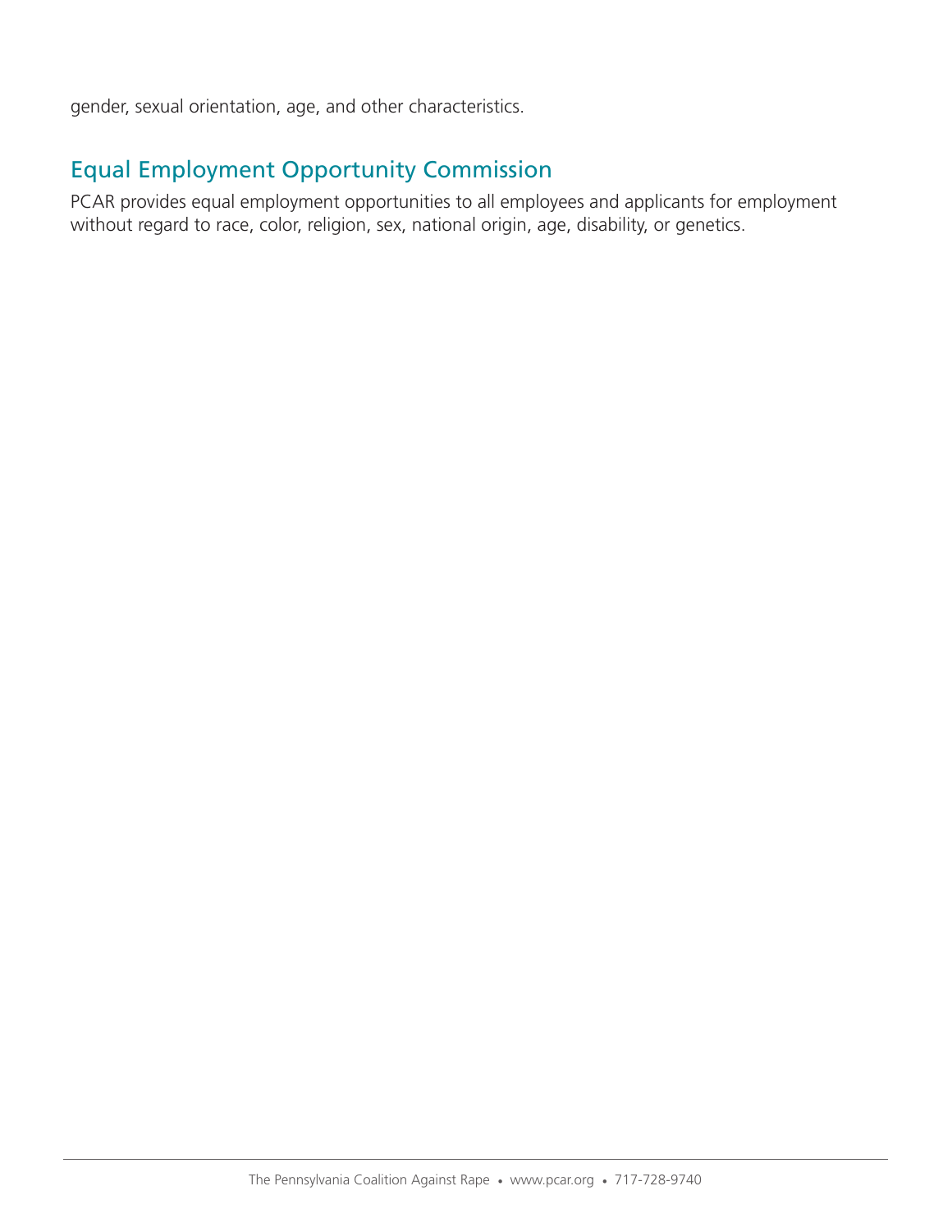gender, sexual orientation, age, and other characteristics.

## Equal Employment Opportunity Commission

PCAR provides equal employment opportunities to all employees and applicants for employment without regard to race, color, religion, sex, national origin, age, disability, or genetics.